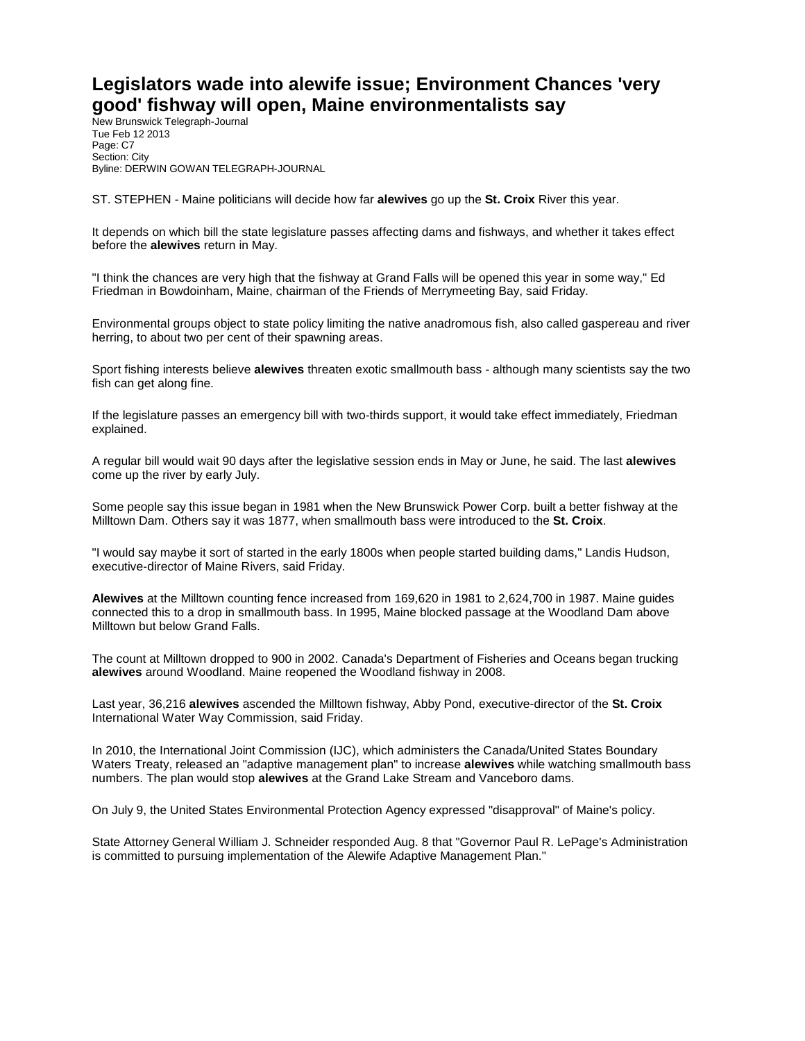# Legislators wade into alewife issue; Environment Chances 'very good' fishway will open, Maine environmentalists say

New Brunswick Telegraph-Journal
Tue Feb 12 2013
Page: C7
Section: City
Byline: DERWIN GOWAN TELEGRAPH-JOURNAL

ST. STEPHEN - Maine politicians will decide how far **alewives** go up the **St. Croix** River this year.

It depends on which bill the state legislature passes affecting dams and fishways, and whether it takes effect before the **alewives** return in May.

"I think the chances are very high that the fishway at Grand Falls will be opened this year in some way," Ed Friedman in Bowdoinham, Maine, chairman of the Friends of Merrymeeting Bay, said Friday.

Environmental groups object to state policy limiting the native anadromous fish, also called gaspereau and river herring, to about two per cent of their spawning areas.

Sport fishing interests believe **alewives** threaten exotic smallmouth bass - although many scientists say the two fish can get along fine.

If the legislature passes an emergency bill with two-thirds support, it would take effect immediately, Friedman explained.

A regular bill would wait 90 days after the legislative session ends in May or June, he said. The last **alewives** come up the river by early July.

Some people say this issue began in 1981 when the New Brunswick Power Corp. built a better fishway at the Milltown Dam. Others say it was 1877, when smallmouth bass were introduced to the **St. Croix**.

"I would say maybe it sort of started in the early 1800s when people started building dams," Landis Hudson, executive-director of Maine Rivers, said Friday.

**Alewives** at the Milltown counting fence increased from 169,620 in 1981 to 2,624,700 in 1987. Maine guides connected this to a drop in smallmouth bass. In 1995, Maine blocked passage at the Woodland Dam above Milltown but below Grand Falls.

The count at Milltown dropped to 900 in 2002. Canada's Department of Fisheries and Oceans began trucking **alewives** around Woodland. Maine reopened the Woodland fishway in 2008.

Last year, 36,216 **alewives** ascended the Milltown fishway, Abby Pond, executive-director of the **St. Croix** International Water Way Commission, said Friday.

In 2010, the International Joint Commission (IJC), which administers the Canada/United States Boundary Waters Treaty, released an "adaptive management plan" to increase **alewives** while watching smallmouth bass numbers. The plan would stop **alewives** at the Grand Lake Stream and Vanceboro dams.

On July 9, the United States Environmental Protection Agency expressed "disapproval" of Maine's policy.

State Attorney General William J. Schneider responded Aug. 8 that "Governor Paul R. LePage's Administration is committed to pursuing implementation of the Alewife Adaptive Management Plan."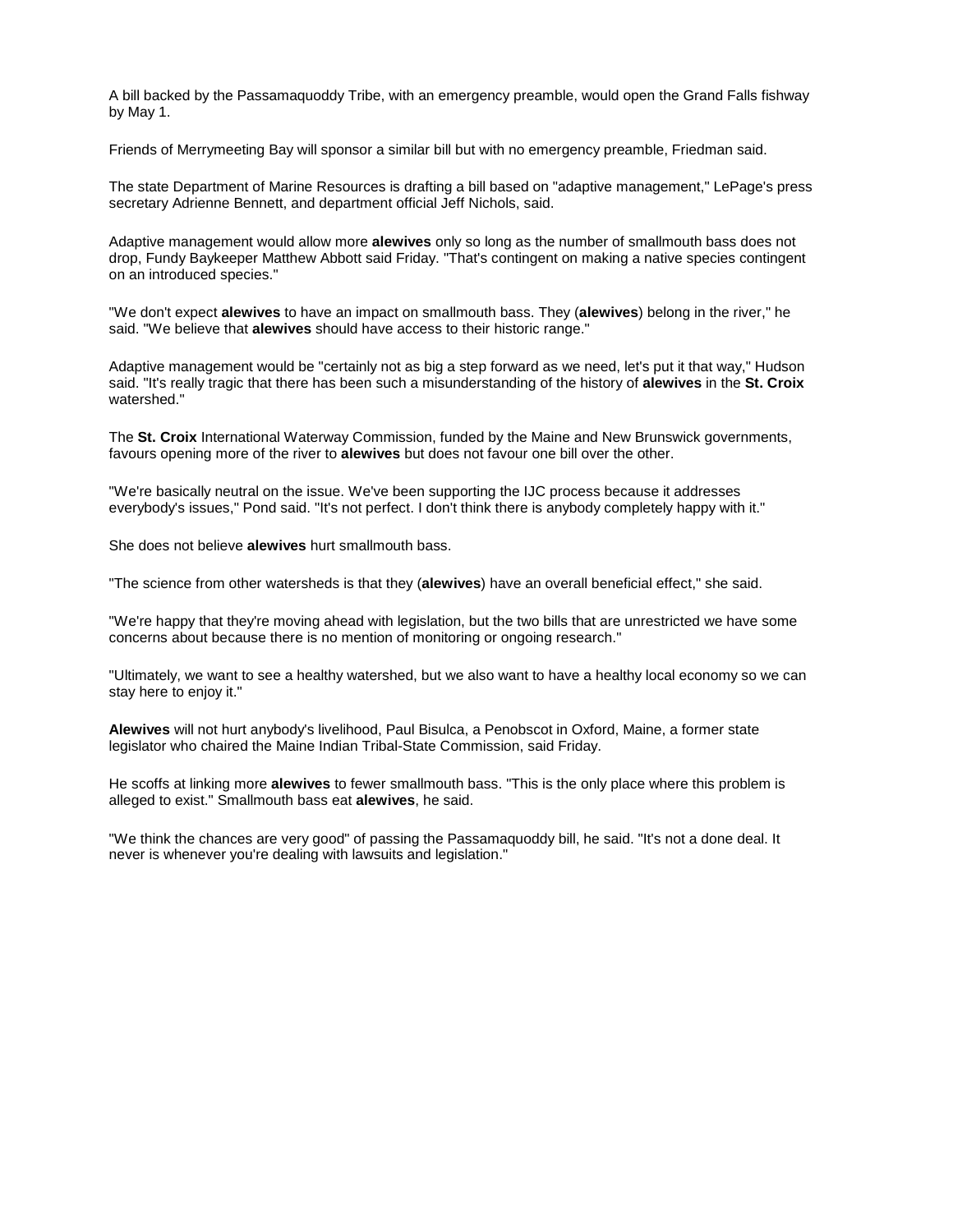A bill backed by the Passamaquoddy Tribe, with an emergency preamble, would open the Grand Falls fishway by May 1.

Friends of Merrymeeting Bay will sponsor a similar bill but with no emergency preamble, Friedman said.

The state Department of Marine Resources is drafting a bill based on "adaptive management," LePage's press secretary Adrienne Bennett, and department official Jeff Nichols, said.

Adaptive management would allow more **alewives** only so long as the number of smallmouth bass does not drop, Fundy Baykeeper Matthew Abbott said Friday. "That's contingent on making a native species contingent on an introduced species."

"We don't expect **alewives** to have an impact on smallmouth bass. They (**alewives**) belong in the river," he said. "We believe that **alewives** should have access to their historic range."

Adaptive management would be "certainly not as big a step forward as we need, let's put it that way," Hudson said. "It's really tragic that there has been such a misunderstanding of the history of **alewives** in the **St. Croix** watershed."

The **St. Croix** International Waterway Commission, funded by the Maine and New Brunswick governments, favours opening more of the river to **alewives** but does not favour one bill over the other.

"We're basically neutral on the issue. We've been supporting the IJC process because it addresses everybody's issues," Pond said. "It's not perfect. I don't think there is anybody completely happy with it."

She does not believe **alewives** hurt smallmouth bass.

"The science from other watersheds is that they (**alewives**) have an overall beneficial effect," she said.

"We're happy that they're moving ahead with legislation, but the two bills that are unrestricted we have some concerns about because there is no mention of monitoring or ongoing research."

"Ultimately, we want to see a healthy watershed, but we also want to have a healthy local economy so we can stay here to enjoy it."

**Alewives** will not hurt anybody's livelihood, Paul Bisulca, a Penobscot in Oxford, Maine, a former state legislator who chaired the Maine Indian Tribal-State Commission, said Friday.

He scoffs at linking more **alewives** to fewer smallmouth bass. "This is the only place where this problem is alleged to exist." Smallmouth bass eat **alewives**, he said.

"We think the chances are very good" of passing the Passamaquoddy bill, he said. "It's not a done deal. It never is whenever you're dealing with lawsuits and legislation."